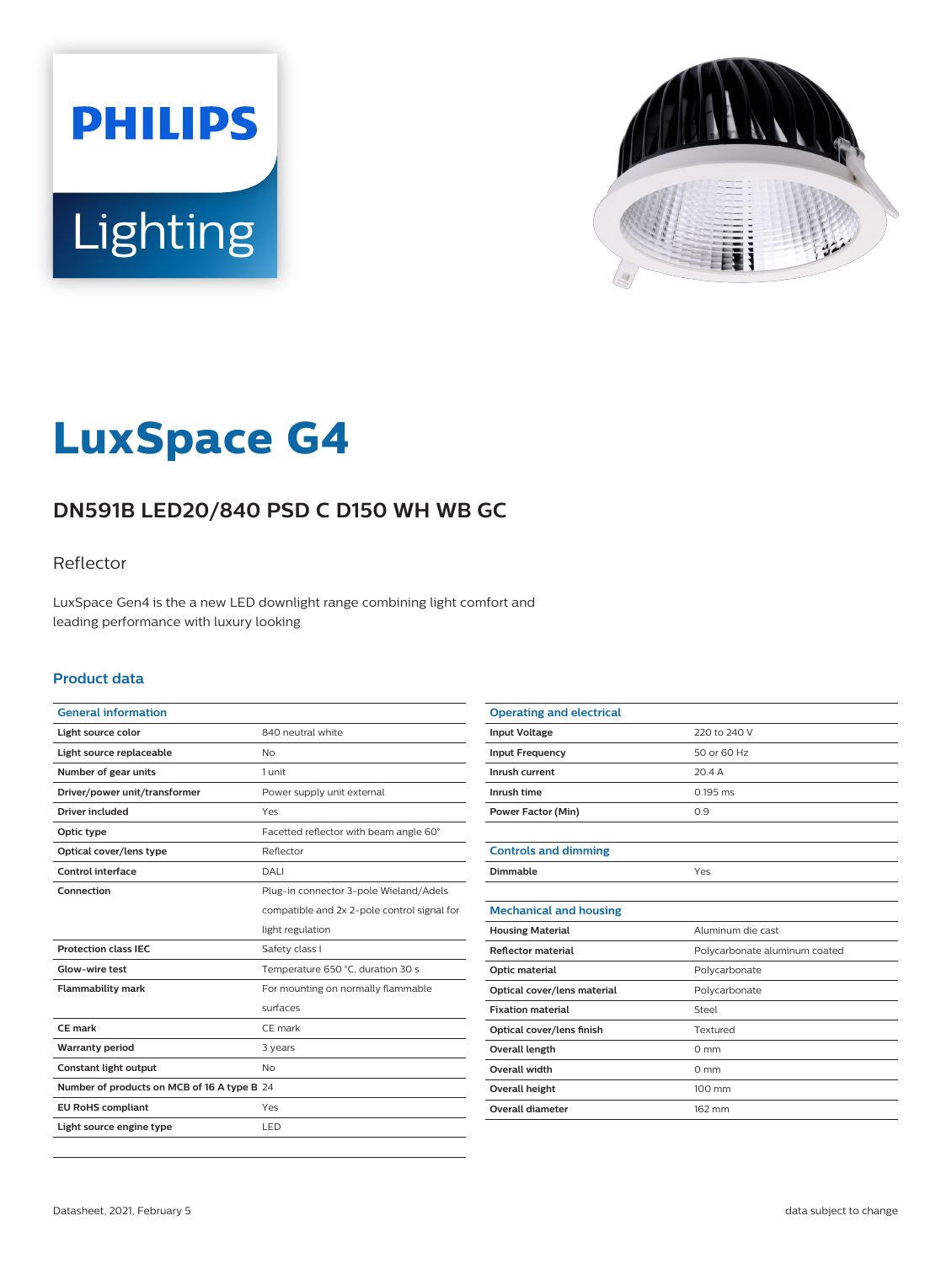# LuxSpace G4

## DN591B LED20/840 PSD C D150 WH WB GC

Reflector

LuxSpace Gen4 is the a new LED downlight range combining light comfort and leading performance with luxury looking

### Product data

| General information | |
|---|---|
| Light source color | 840 neutral white |
| Light source replaceable | No |
| Number of gear units | 1 unit |
| Driver/power unit/transformer | Power supply unit external |
| Driver included | Yes |
| Optic type | Facetted reflector with beam angle 60° |
| Optical cover/lens type | Reflector |
| Control interface | DALI |
| Connection | Plug-in connector 3-pole Wieland/Adels compatible and 2x 2-pole control signal for light regulation |
| Protection class IEC | Safety class I |
| Glow-wire test | Temperature 650 °C, duration 30 s |
| Flammability mark | For mounting on normally flammable surfaces |
| CE mark | CE mark |
| Warranty period | 3 years |
| Constant light output | No |
| Number of products on MCB of 16 A type B | 24 |
| EU RoHS compliant | Yes |
| Light source engine type | LED |

| Operating and electrical | |
|---|---|
| Input Voltage | 220 to 240 V |
| Input Frequency | 50 or 60 Hz |
| Inrush current | 20.4 A |
| Inrush time | 0.195 ms |
| Power Factor (Min) | 0.9 |

| Controls and dimming | |
|---|---|
| Dimmable | Yes |

| Mechanical and housing | |
|---|---|
| Housing Material | Aluminum die cast |
| Reflector material | Polycarbonate aluminum coated |
| Optic material | Polycarbonate |
| Optical cover/lens material | Polycarbonate |
| Fixation material | Steel |
| Optical cover/lens finish | Textured |
| Overall length | 0 mm |
| Overall width | 0 mm |
| Overall height | 100 mm |
| Overall diameter | 162 mm |

Datasheet, 2021, February 5 data subject to change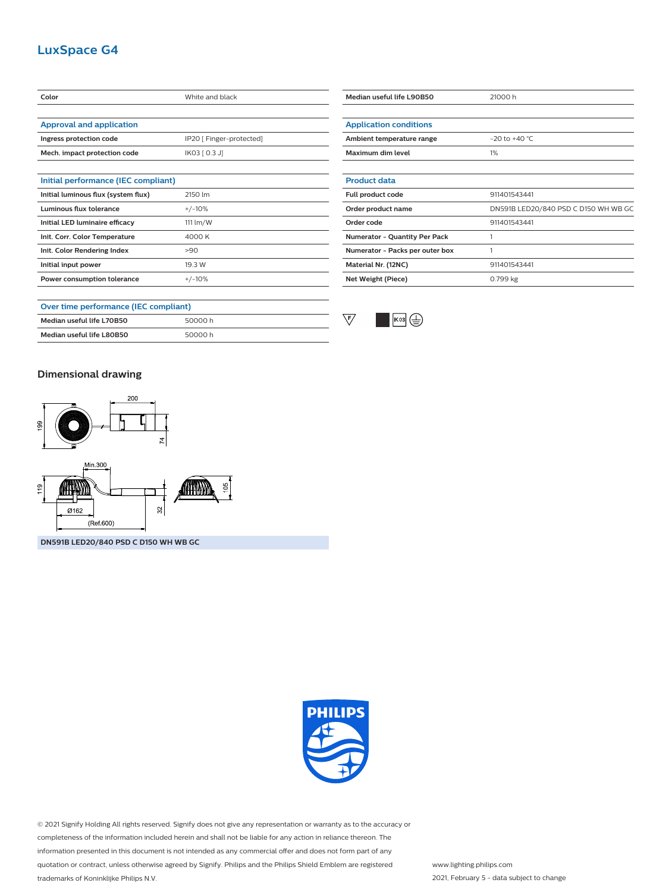# LuxSpace G4

| | |
|---|---|
| Color | White and black |

## Approval and application

| | |
|---|---|
| Ingress protection code | IP20 [ Finger-protected] |
| Mech. impact protection code | IK03 [ 0.3 J] |

## Initial performance (IEC compliant)

| | |
|---|---|
| Initial luminous flux (system flux) | 2150 lm |
| Luminous flux tolerance | +/-10% |
| Initial LED luminaire efficacy | 111 lm/W |
| Init. Corr. Color Temperature | 4000 K |
| Init. Color Rendering Index | >90 |
| Initial input power | 19.3 W |
| Power consumption tolerance | +/-10% |

## Over time performance (IEC compliant)

| | |
|---|---|
| Median useful life L70B50 | 50000 h |
| Median useful life L80B50 | 50000 h |
| Median useful life L90B50 | 21000 h |

## Application conditions

| | |
|---|---|
| Ambient temperature range | -20 to +40 °C |
| Maximum dim level | 1% |

## Product data

| | |
|---|---|
| Full product code | 911401543441 |
| Order product name | DN591B LED20/840 PSD C D150 WH WB GC |
| Order code | 911401543441 |
| Numerator - Quantity Per Pack | 1 |
| Numerator - Packs per outer box | 1 |
| Material Nr. (12NC) | 911401543441 |
| Net Weight (Piece) | 0.799 kg |

## Dimensional drawing

200
199
74
Min.300
119
Ø162
(Ref.600)
32
105

DN591B LED20/840 PSD C D150 WH WB GC

© 2021 Signify Holding All rights reserved. Signify does not give any representation or warranty as to the accuracy or completeness of the information included herein and shall not be liable for any action in reliance thereon. The information presented in this document is not intended as any commercial offer and does not form part of any quotation or contract, unless otherwise agreed by Signify. Philips and the Philips Shield Emblem are registered trademarks of Koninklijke Philips N.V.

www.lighting.philips.com
2021, February 5 - data subject to change